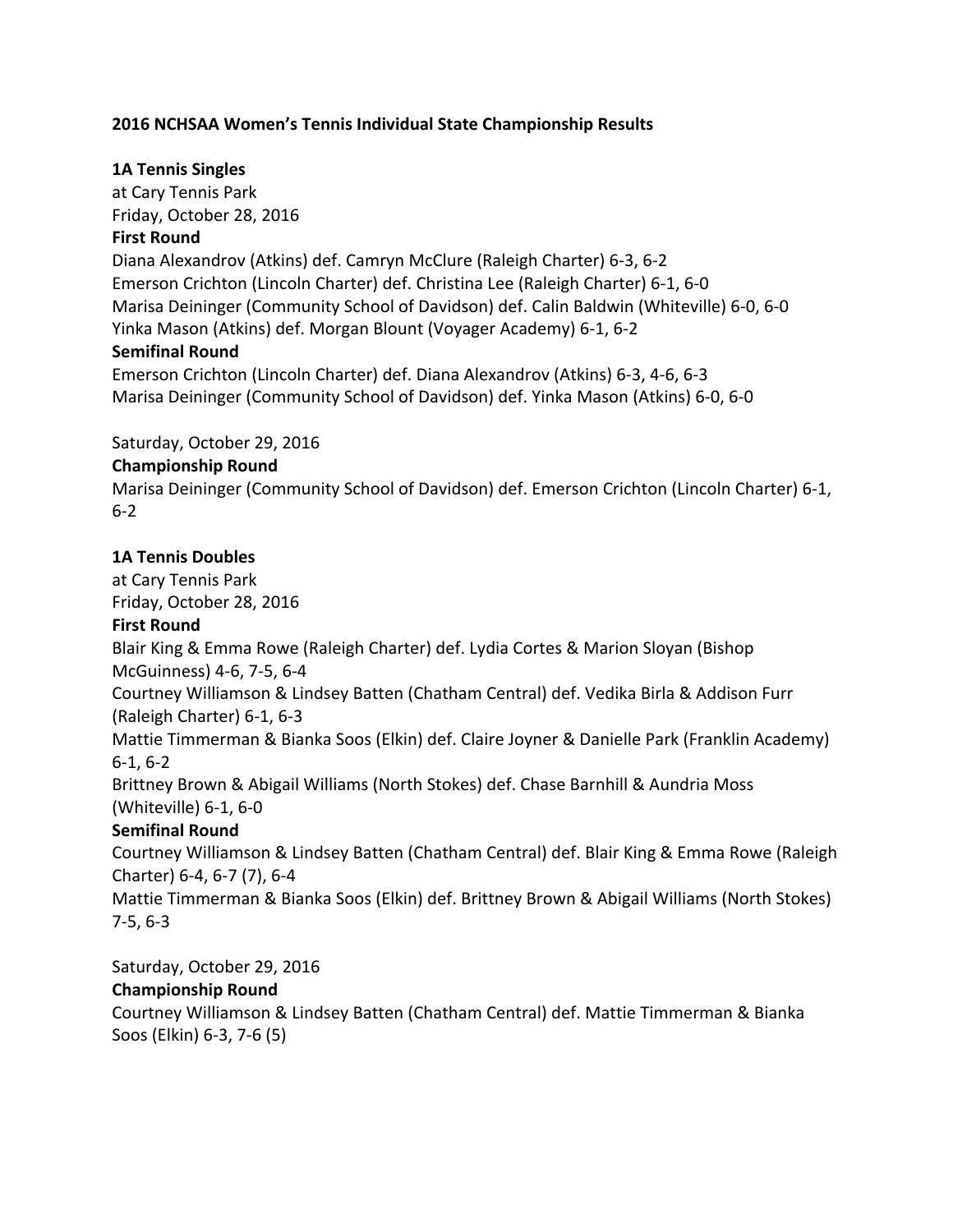**2016 NCHSAA Women's Tennis Individual State Championship Results**

**1A Tennis Singles**

at Cary Tennis Park
Friday, October 28, 2016

**First Round**

Diana Alexandrov (Atkins) def. Camryn McClure (Raleigh Charter) 6-3, 6-2
Emerson Crichton (Lincoln Charter) def. Christina Lee (Raleigh Charter) 6-1, 6-0
Marisa Deininger (Community School of Davidson) def. Calin Baldwin (Whiteville) 6-0, 6-0
Yinka Mason (Atkins) def. Morgan Blount (Voyager Academy) 6-1, 6-2

**Semifinal Round**

Emerson Crichton (Lincoln Charter) def. Diana Alexandrov (Atkins) 6-3, 4-6, 6-3
Marisa Deininger (Community School of Davidson) def. Yinka Mason (Atkins) 6-0, 6-0

Saturday, October 29, 2016

**Championship Round**

Marisa Deininger (Community School of Davidson) def. Emerson Crichton (Lincoln Charter) 6-1, 6-2

**1A Tennis Doubles**

at Cary Tennis Park
Friday, October 28, 2016

**First Round**

Blair King & Emma Rowe (Raleigh Charter) def. Lydia Cortes & Marion Sloyan (Bishop McGuinness) 4-6, 7-5, 6-4
Courtney Williamson & Lindsey Batten (Chatham Central) def. Vedika Birla & Addison Furr (Raleigh Charter) 6-1, 6-3
Mattie Timmerman & Bianka Soos (Elkin) def. Claire Joyner & Danielle Park (Franklin Academy) 6-1, 6-2
Brittney Brown & Abigail Williams (North Stokes) def. Chase Barnhill & Aundria Moss (Whiteville) 6-1, 6-0

**Semifinal Round**

Courtney Williamson & Lindsey Batten (Chatham Central) def. Blair King & Emma Rowe (Raleigh Charter) 6-4, 6-7 (7), 6-4
Mattie Timmerman & Bianka Soos (Elkin) def. Brittney Brown & Abigail Williams (North Stokes) 7-5, 6-3

Saturday, October 29, 2016

**Championship Round**

Courtney Williamson & Lindsey Batten (Chatham Central) def. Mattie Timmerman & Bianka Soos (Elkin) 6-3, 7-6 (5)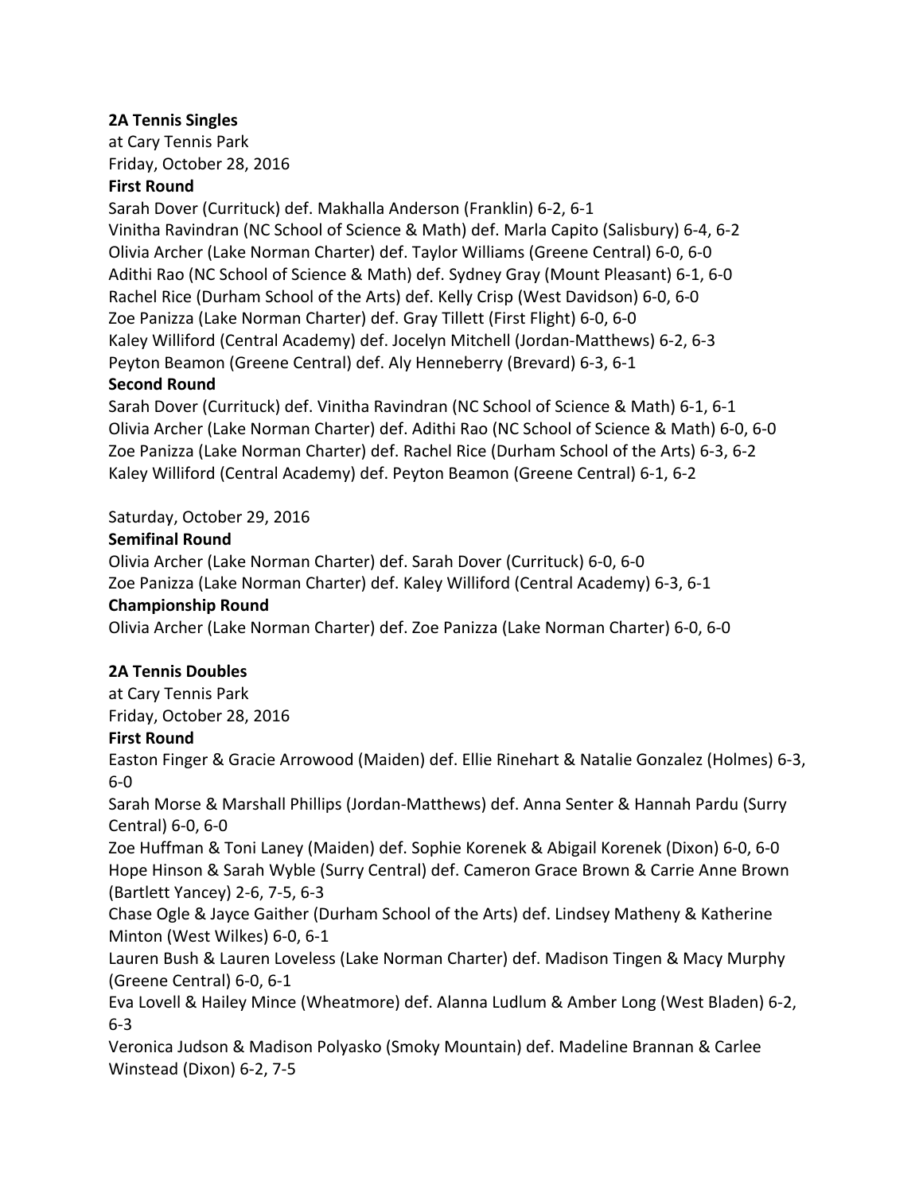**2A Tennis Singles**

at Cary Tennis Park

Friday, October 28, 2016

**First Round**

Sarah Dover (Currituck) def. Makhalla Anderson (Franklin) 6-2, 6-1

Vinitha Ravindran (NC School of Science & Math) def. Marla Capito (Salisbury) 6-4, 6-2

Olivia Archer (Lake Norman Charter) def. Taylor Williams (Greene Central) 6-0, 6-0

Adithi Rao (NC School of Science & Math) def. Sydney Gray (Mount Pleasant) 6-1, 6-0

Rachel Rice (Durham School of the Arts) def. Kelly Crisp (West Davidson) 6-0, 6-0

Zoe Panizza (Lake Norman Charter) def. Gray Tillett (First Flight) 6-0, 6-0

Kaley Williford (Central Academy) def. Jocelyn Mitchell (Jordan-Matthews) 6-2, 6-3

Peyton Beamon (Greene Central) def. Aly Henneberry (Brevard) 6-3, 6-1

**Second Round**

Sarah Dover (Currituck) def. Vinitha Ravindran (NC School of Science & Math) 6-1, 6-1

Olivia Archer (Lake Norman Charter) def. Adithi Rao (NC School of Science & Math) 6-0, 6-0

Zoe Panizza (Lake Norman Charter) def. Rachel Rice (Durham School of the Arts) 6-3, 6-2

Kaley Williford (Central Academy) def. Peyton Beamon (Greene Central) 6-1, 6-2

Saturday, October 29, 2016

**Semifinal Round**

Olivia Archer (Lake Norman Charter) def. Sarah Dover (Currituck) 6-0, 6-0

Zoe Panizza (Lake Norman Charter) def. Kaley Williford (Central Academy) 6-3, 6-1

**Championship Round**

Olivia Archer (Lake Norman Charter) def. Zoe Panizza (Lake Norman Charter) 6-0, 6-0

**2A Tennis Doubles**

at Cary Tennis Park

Friday, October 28, 2016

**First Round**

Easton Finger & Gracie Arrowood (Maiden) def. Ellie Rinehart & Natalie Gonzalez (Holmes) 6-3, 6-0

Sarah Morse & Marshall Phillips (Jordan-Matthews) def. Anna Senter & Hannah Pardu (Surry Central) 6-0, 6-0

Zoe Huffman & Toni Laney (Maiden) def. Sophie Korenek & Abigail Korenek (Dixon) 6-0, 6-0

Hope Hinson & Sarah Wyble (Surry Central) def. Cameron Grace Brown & Carrie Anne Brown (Bartlett Yancey) 2-6, 7-5, 6-3

Chase Ogle & Jayce Gaither (Durham School of the Arts) def. Lindsey Matheny & Katherine Minton (West Wilkes) 6-0, 6-1

Lauren Bush & Lauren Loveless (Lake Norman Charter) def. Madison Tingen & Macy Murphy (Greene Central) 6-0, 6-1

Eva Lovell & Hailey Mince (Wheatmore) def. Alanna Ludlum & Amber Long (West Bladen) 6-2, 6-3

Veronica Judson & Madison Polyasko (Smoky Mountain) def. Madeline Brannan & Carlee Winstead (Dixon) 6-2, 7-5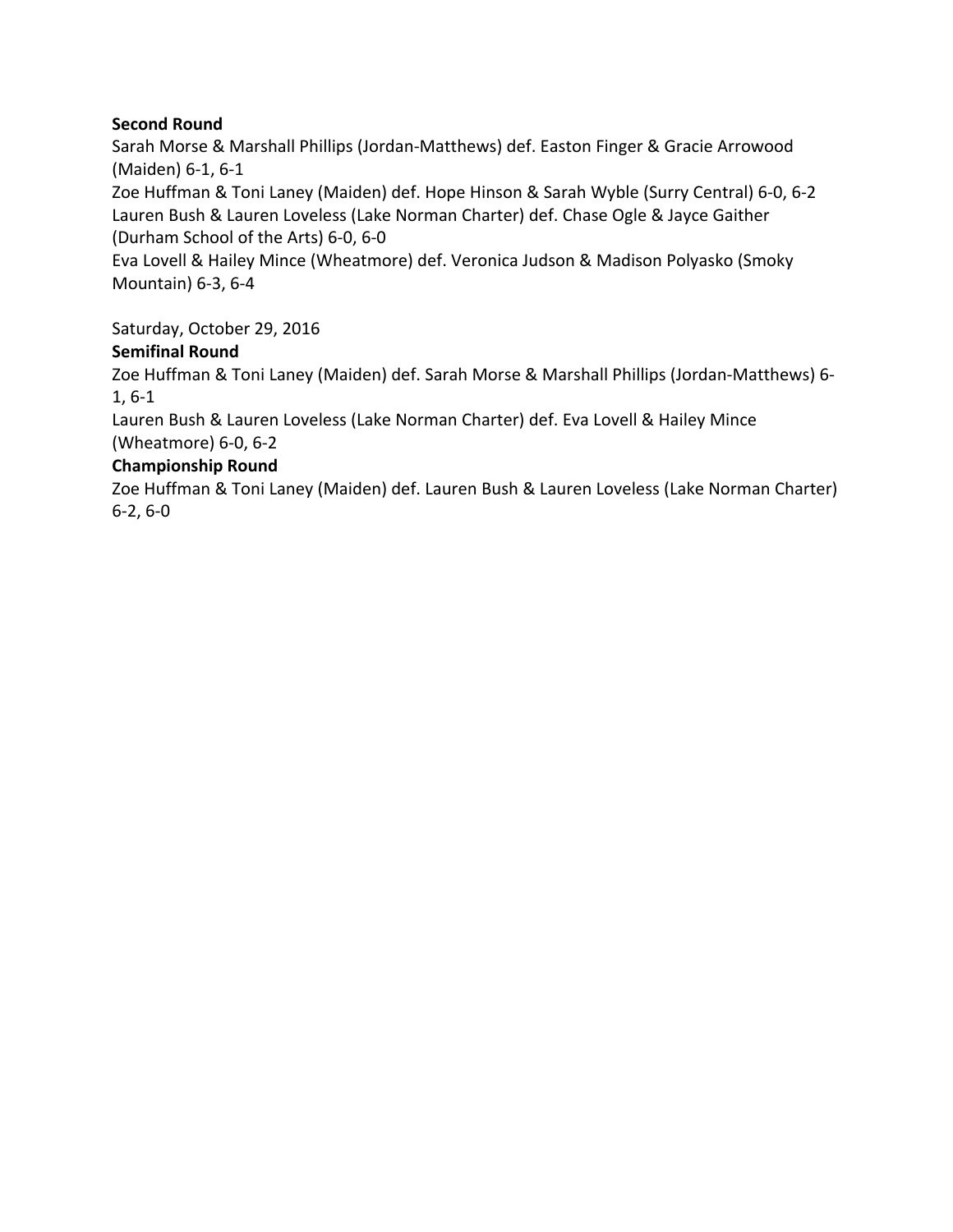**Second Round**

Sarah Morse & Marshall Phillips (Jordan-Matthews) def. Easton Finger & Gracie Arrowood (Maiden) 6-1, 6-1
Zoe Huffman & Toni Laney (Maiden) def. Hope Hinson & Sarah Wyble (Surry Central) 6-0, 6-2
Lauren Bush & Lauren Loveless (Lake Norman Charter) def. Chase Ogle & Jayce Gaither (Durham School of the Arts) 6-0, 6-0
Eva Lovell & Hailey Mince (Wheatmore) def. Veronica Judson & Madison Polyasko (Smoky Mountain) 6-3, 6-4

Saturday, October 29, 2016

**Semifinal Round**

Zoe Huffman & Toni Laney (Maiden) def. Sarah Morse & Marshall Phillips (Jordan-Matthews) 6-1, 6-1
Lauren Bush & Lauren Loveless (Lake Norman Charter) def. Eva Lovell & Hailey Mince (Wheatmore) 6-0, 6-2

**Championship Round**

Zoe Huffman & Toni Laney (Maiden) def. Lauren Bush & Lauren Loveless (Lake Norman Charter) 6-2, 6-0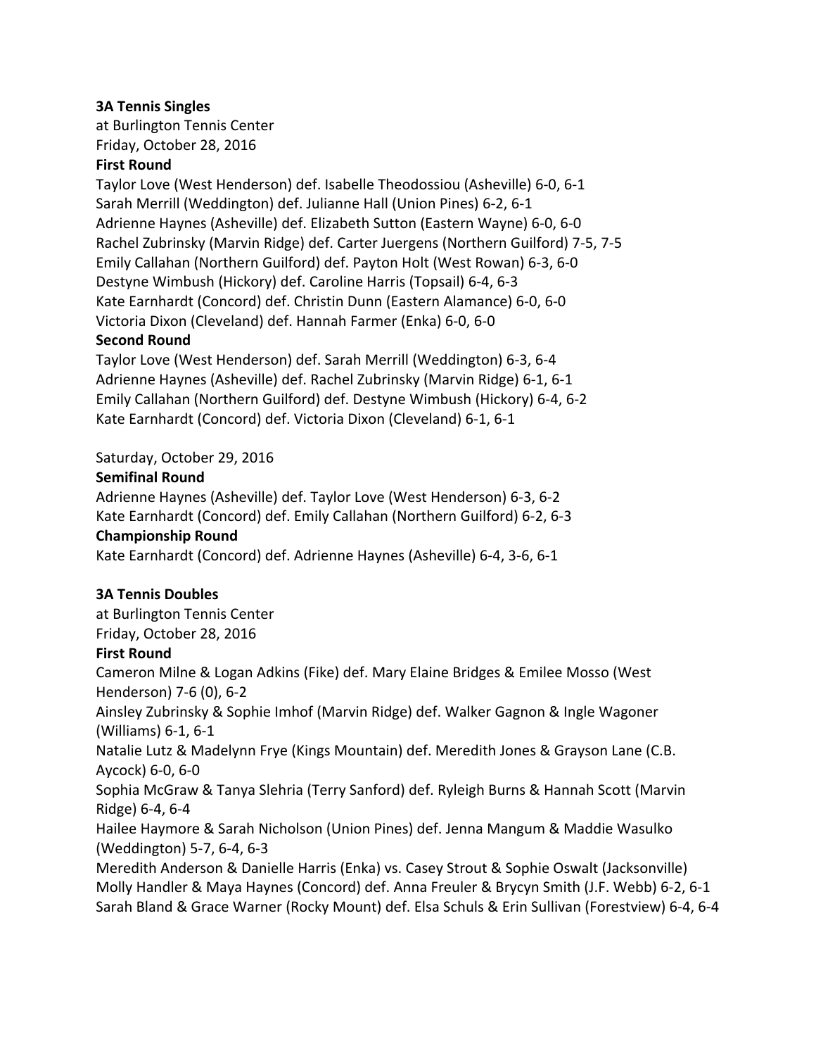**3A Tennis Singles**
at Burlington Tennis Center
Friday, October 28, 2016

**First Round**

Taylor Love (West Henderson) def. Isabelle Theodossiou (Asheville) 6-0, 6-1
Sarah Merrill (Weddington) def. Julianne Hall (Union Pines) 6-2, 6-1
Adrienne Haynes (Asheville) def. Elizabeth Sutton (Eastern Wayne) 6-0, 6-0
Rachel Zubrinsky (Marvin Ridge) def. Carter Juergens (Northern Guilford) 7-5, 7-5
Emily Callahan (Northern Guilford) def. Payton Holt (West Rowan) 6-3, 6-0
Destyne Wimbush (Hickory) def. Caroline Harris (Topsail) 6-4, 6-3
Kate Earnhardt (Concord) def. Christin Dunn (Eastern Alamance) 6-0, 6-0
Victoria Dixon (Cleveland) def. Hannah Farmer (Enka) 6-0, 6-0

**Second Round**

Taylor Love (West Henderson) def. Sarah Merrill (Weddington) 6-3, 6-4
Adrienne Haynes (Asheville) def. Rachel Zubrinsky (Marvin Ridge) 6-1, 6-1
Emily Callahan (Northern Guilford) def. Destyne Wimbush (Hickory) 6-4, 6-2
Kate Earnhardt (Concord) def. Victoria Dixon (Cleveland) 6-1, 6-1

Saturday, October 29, 2016

**Semifinal Round**

Adrienne Haynes (Asheville) def. Taylor Love (West Henderson) 6-3, 6-2
Kate Earnhardt (Concord) def. Emily Callahan (Northern Guilford) 6-2, 6-3

**Championship Round**

Kate Earnhardt (Concord) def. Adrienne Haynes (Asheville) 6-4, 3-6, 6-1

**3A Tennis Doubles**
at Burlington Tennis Center
Friday, October 28, 2016

**First Round**

Cameron Milne & Logan Adkins (Fike) def. Mary Elaine Bridges & Emilee Mosso (West Henderson) 7-6 (0), 6-2
Ainsley Zubrinsky & Sophie Imhof (Marvin Ridge) def. Walker Gagnon & Ingle Wagoner (Williams) 6-1, 6-1
Natalie Lutz & Madelynn Frye (Kings Mountain) def. Meredith Jones & Grayson Lane (C.B. Aycock) 6-0, 6-0
Sophia McGraw & Tanya Slehria (Terry Sanford) def. Ryleigh Burns & Hannah Scott (Marvin Ridge) 6-4, 6-4
Hailee Haymore & Sarah Nicholson (Union Pines) def. Jenna Mangum & Maddie Wasulko (Weddington) 5-7, 6-4, 6-3
Meredith Anderson & Danielle Harris (Enka) vs. Casey Strout & Sophie Oswalt (Jacksonville)
Molly Handler & Maya Haynes (Concord) def. Anna Freuler & Brycyn Smith (J.F. Webb) 6-2, 6-1
Sarah Bland & Grace Warner (Rocky Mount) def. Elsa Schuls & Erin Sullivan (Forestview) 6-4, 6-4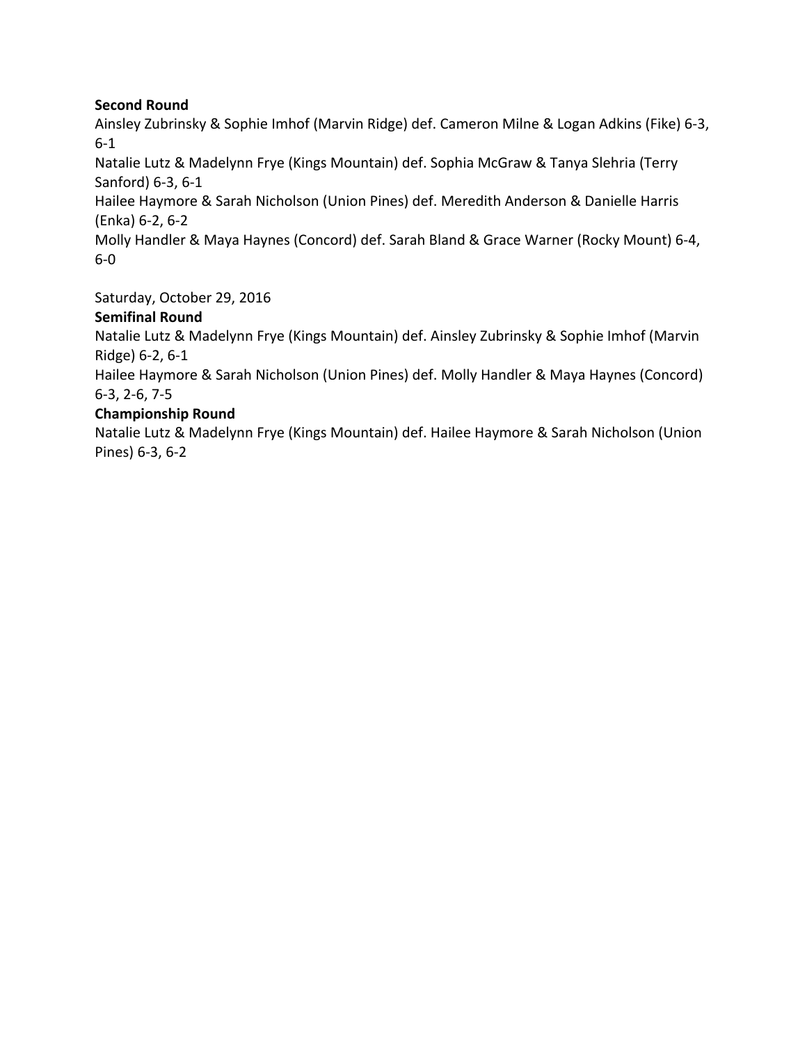**Second Round**

Ainsley Zubrinsky & Sophie Imhof (Marvin Ridge) def. Cameron Milne & Logan Adkins (Fike) 6-3, 6-1

Natalie Lutz & Madelynn Frye (Kings Mountain) def. Sophia McGraw & Tanya Slehria (Terry Sanford) 6-3, 6-1

Hailee Haymore & Sarah Nicholson (Union Pines) def. Meredith Anderson & Danielle Harris (Enka) 6-2, 6-2

Molly Handler & Maya Haynes (Concord) def. Sarah Bland & Grace Warner (Rocky Mount) 6-4, 6-0

Saturday, October 29, 2016

**Semifinal Round**

Natalie Lutz & Madelynn Frye (Kings Mountain) def. Ainsley Zubrinsky & Sophie Imhof (Marvin Ridge) 6-2, 6-1

Hailee Haymore & Sarah Nicholson (Union Pines) def. Molly Handler & Maya Haynes (Concord) 6-3, 2-6, 7-5

**Championship Round**

Natalie Lutz & Madelynn Frye (Kings Mountain) def. Hailee Haymore & Sarah Nicholson (Union Pines) 6-3, 6-2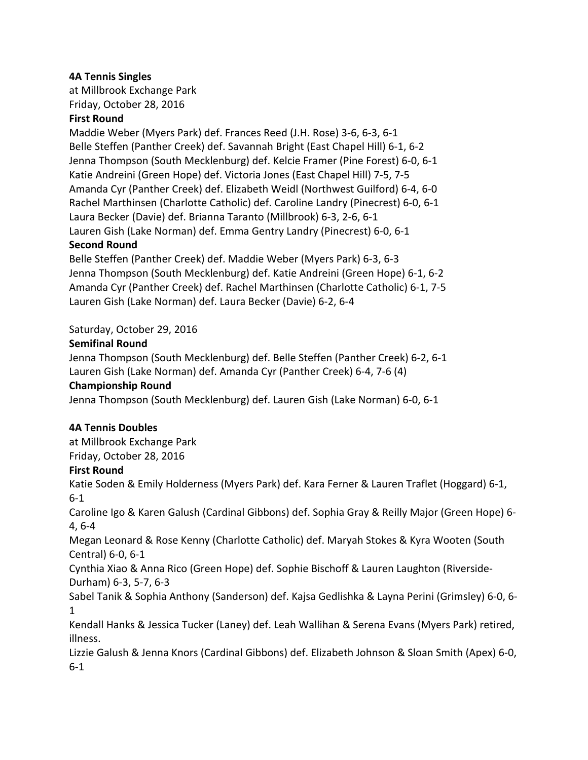**4A Tennis Singles**

at Millbrook Exchange Park

Friday, October 28, 2016

**First Round**

Maddie Weber (Myers Park) def. Frances Reed (J.H. Rose) 3-6, 6-3, 6-1

Belle Steffen (Panther Creek) def. Savannah Bright (East Chapel Hill) 6-1, 6-2

Jenna Thompson (South Mecklenburg) def. Kelcie Framer (Pine Forest) 6-0, 6-1

Katie Andreini (Green Hope) def. Victoria Jones (East Chapel Hill) 7-5, 7-5

Amanda Cyr (Panther Creek) def. Elizabeth Weidl (Northwest Guilford) 6-4, 6-0

Rachel Marthinsen (Charlotte Catholic) def. Caroline Landry (Pinecrest) 6-0, 6-1

Laura Becker (Davie) def. Brianna Taranto (Millbrook) 6-3, 2-6, 6-1

Lauren Gish (Lake Norman) def. Emma Gentry Landry (Pinecrest) 6-0, 6-1

**Second Round**

Belle Steffen (Panther Creek) def. Maddie Weber (Myers Park) 6-3, 6-3

Jenna Thompson (South Mecklenburg) def. Katie Andreini (Green Hope) 6-1, 6-2

Amanda Cyr (Panther Creek) def. Rachel Marthinsen (Charlotte Catholic) 6-1, 7-5

Lauren Gish (Lake Norman) def. Laura Becker (Davie) 6-2, 6-4

Saturday, October 29, 2016

**Semifinal Round**

Jenna Thompson (South Mecklenburg) def. Belle Steffen (Panther Creek) 6-2, 6-1

Lauren Gish (Lake Norman) def. Amanda Cyr (Panther Creek) 6-4, 7-6 (4)

**Championship Round**

Jenna Thompson (South Mecklenburg) def. Lauren Gish (Lake Norman) 6-0, 6-1

**4A Tennis Doubles**

at Millbrook Exchange Park

Friday, October 28, 2016

**First Round**

Katie Soden & Emily Holderness (Myers Park) def. Kara Ferner & Lauren Traflet (Hoggard) 6-1, 6-1

Caroline Igo & Karen Galush (Cardinal Gibbons) def. Sophia Gray & Reilly Major (Green Hope) 6-4, 6-4

Megan Leonard & Rose Kenny (Charlotte Catholic) def. Maryah Stokes & Kyra Wooten (South Central) 6-0, 6-1

Cynthia Xiao & Anna Rico (Green Hope) def. Sophie Bischoff & Lauren Laughton (Riverside-Durham) 6-3, 5-7, 6-3

Sabel Tanik & Sophia Anthony (Sanderson) def. Kajsa Gedlishka & Layna Perini (Grimsley) 6-0, 6-1

Kendall Hanks & Jessica Tucker (Laney) def. Leah Wallihan & Serena Evans (Myers Park) retired, illness.

Lizzie Galush & Jenna Knors (Cardinal Gibbons) def. Elizabeth Johnson & Sloan Smith (Apex) 6-0, 6-1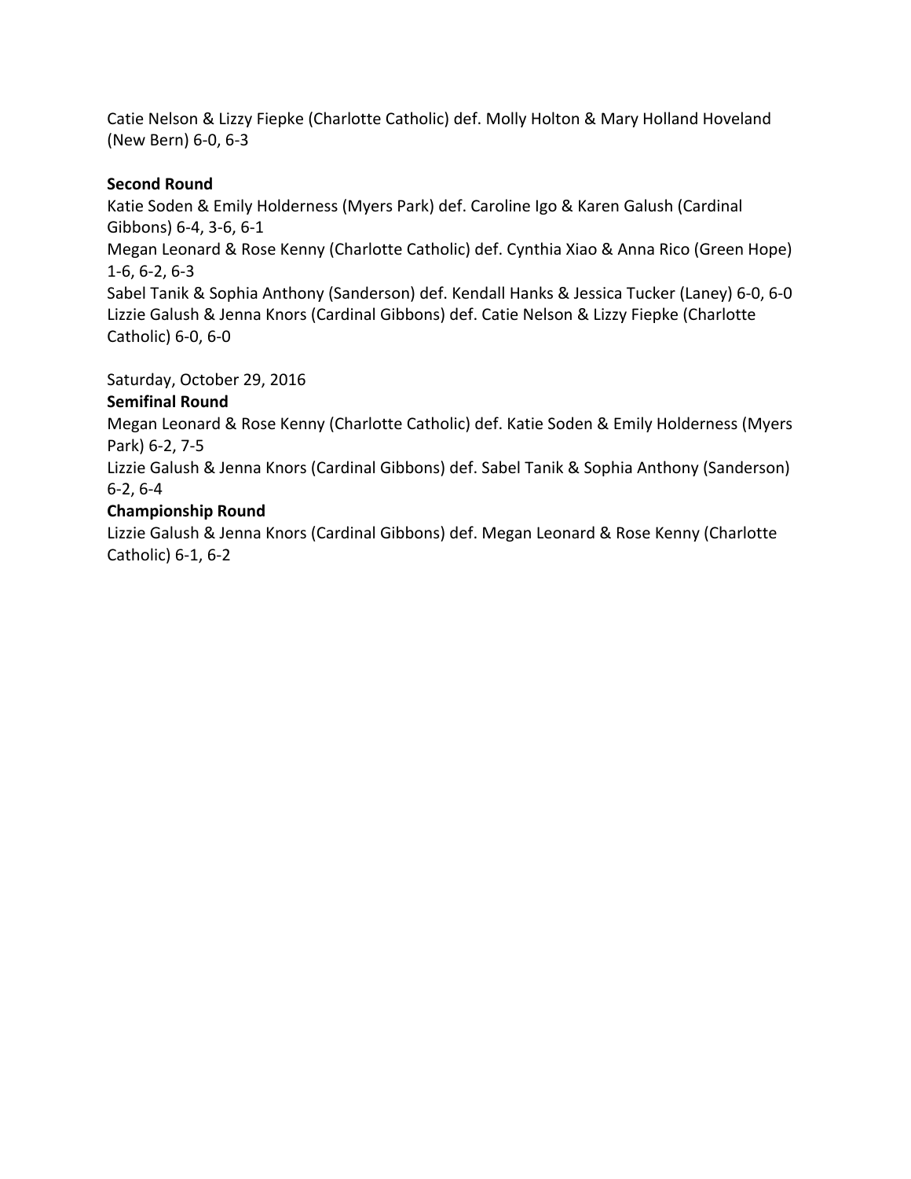Catie Nelson & Lizzy Fiepke (Charlotte Catholic) def. Molly Holton & Mary Holland Hoveland (New Bern) 6-0, 6-3

**Second Round**

Katie Soden & Emily Holderness (Myers Park) def. Caroline Igo & Karen Galush (Cardinal Gibbons) 6-4, 3-6, 6-1

Megan Leonard & Rose Kenny (Charlotte Catholic) def. Cynthia Xiao & Anna Rico (Green Hope) 1-6, 6-2, 6-3

Sabel Tanik & Sophia Anthony (Sanderson) def. Kendall Hanks & Jessica Tucker (Laney) 6-0, 6-0

Lizzie Galush & Jenna Knors (Cardinal Gibbons) def. Catie Nelson & Lizzy Fiepke (Charlotte Catholic) 6-0, 6-0

Saturday, October 29, 2016

**Semifinal Round**

Megan Leonard & Rose Kenny (Charlotte Catholic) def. Katie Soden & Emily Holderness (Myers Park) 6-2, 7-5

Lizzie Galush & Jenna Knors (Cardinal Gibbons) def. Sabel Tanik & Sophia Anthony (Sanderson) 6-2, 6-4

**Championship Round**

Lizzie Galush & Jenna Knors (Cardinal Gibbons) def. Megan Leonard & Rose Kenny (Charlotte Catholic) 6-1, 6-2